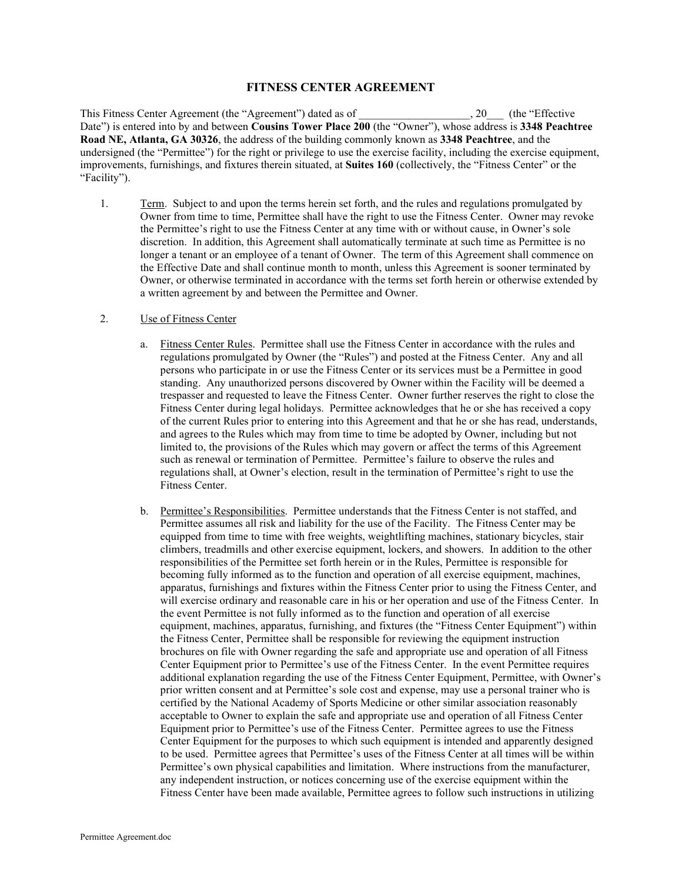# FITNESS CENTER AGREEMENT

This Fitness Center Agreement (the "Agreement") dated as of ___________________, 20___ (the "Effective Date") is entered into by and between **Cousins Tower Place 200** (the "Owner"), whose address is **3348 Peachtree Road NE, Atlanta, GA 30326**, the address of the building commonly known as **3348 Peachtree**, and the undersigned (the "Permittee") for the right or privilege to use the exercise facility, including the exercise equipment, improvements, furnishings, and fixtures therein situated, at **Suites 160** (collectively, the "Fitness Center" or the "Facility").

1. Term. Subject to and upon the terms herein set forth, and the rules and regulations promulgated by Owner from time to time, Permittee shall have the right to use the Fitness Center. Owner may revoke the Permittee's right to use the Fitness Center at any time with or without cause, in Owner's sole discretion. In addition, this Agreement shall automatically terminate at such time as Permittee is no longer a tenant or an employee of a tenant of Owner. The term of this Agreement shall commence on the Effective Date and shall continue month to month, unless this Agreement is sooner terminated by Owner, or otherwise terminated in accordance with the terms set forth herein or otherwise extended by a written agreement by and between the Permittee and Owner.

2. Use of Fitness Center

   a. Fitness Center Rules. Permittee shall use the Fitness Center in accordance with the rules and regulations promulgated by Owner (the "Rules") and posted at the Fitness Center. Any and all persons who participate in or use the Fitness Center or its services must be a Permittee in good standing. Any unauthorized persons discovered by Owner within the Facility will be deemed a trespasser and requested to leave the Fitness Center. Owner further reserves the right to close the Fitness Center during legal holidays. Permittee acknowledges that he or she has received a copy of the current Rules prior to entering into this Agreement and that he or she has read, understands, and agrees to the Rules which may from time to time be adopted by Owner, including but not limited to, the provisions of the Rules which may govern or affect the terms of this Agreement such as renewal or termination of Permittee. Permittee's failure to observe the rules and regulations shall, at Owner's election, result in the termination of Permittee's right to use the Fitness Center.

   b. Permittee's Responsibilities. Permittee understands that the Fitness Center is not staffed, and Permittee assumes all risk and liability for the use of the Facility. The Fitness Center may be equipped from time to time with free weights, weightlifting machines, stationary bicycles, stair climbers, treadmills and other exercise equipment, lockers, and showers. In addition to the other responsibilities of the Permittee set forth herein or in the Rules, Permittee is responsible for becoming fully informed as to the function and operation of all exercise equipment, machines, apparatus, furnishings and fixtures within the Fitness Center prior to using the Fitness Center, and will exercise ordinary and reasonable care in his or her operation and use of the Fitness Center. In the event Permittee is not fully informed as to the function and operation of all exercise equipment, machines, apparatus, furnishing, and fixtures (the "Fitness Center Equipment") within the Fitness Center, Permittee shall be responsible for reviewing the equipment instruction brochures on file with Owner regarding the safe and appropriate use and operation of all Fitness Center Equipment prior to Permittee's use of the Fitness Center. In the event Permittee requires additional explanation regarding the use of the Fitness Center Equipment, Permittee, with Owner's prior written consent and at Permittee's sole cost and expense, may use a personal trainer who is certified by the National Academy of Sports Medicine or other similar association reasonably acceptable to Owner to explain the safe and appropriate use and operation of all Fitness Center Equipment prior to Permittee's use of the Fitness Center. Permittee agrees to use the Fitness Center Equipment for the purposes to which such equipment is intended and apparently designed to be used. Permittee agrees that Permittee's uses of the Fitness Center at all times will be within Permittee's own physical capabilities and limitation. Where instructions from the manufacturer, any independent instruction, or notices concerning use of the exercise equipment within the Fitness Center have been made available, Permittee agrees to follow such instructions in utilizing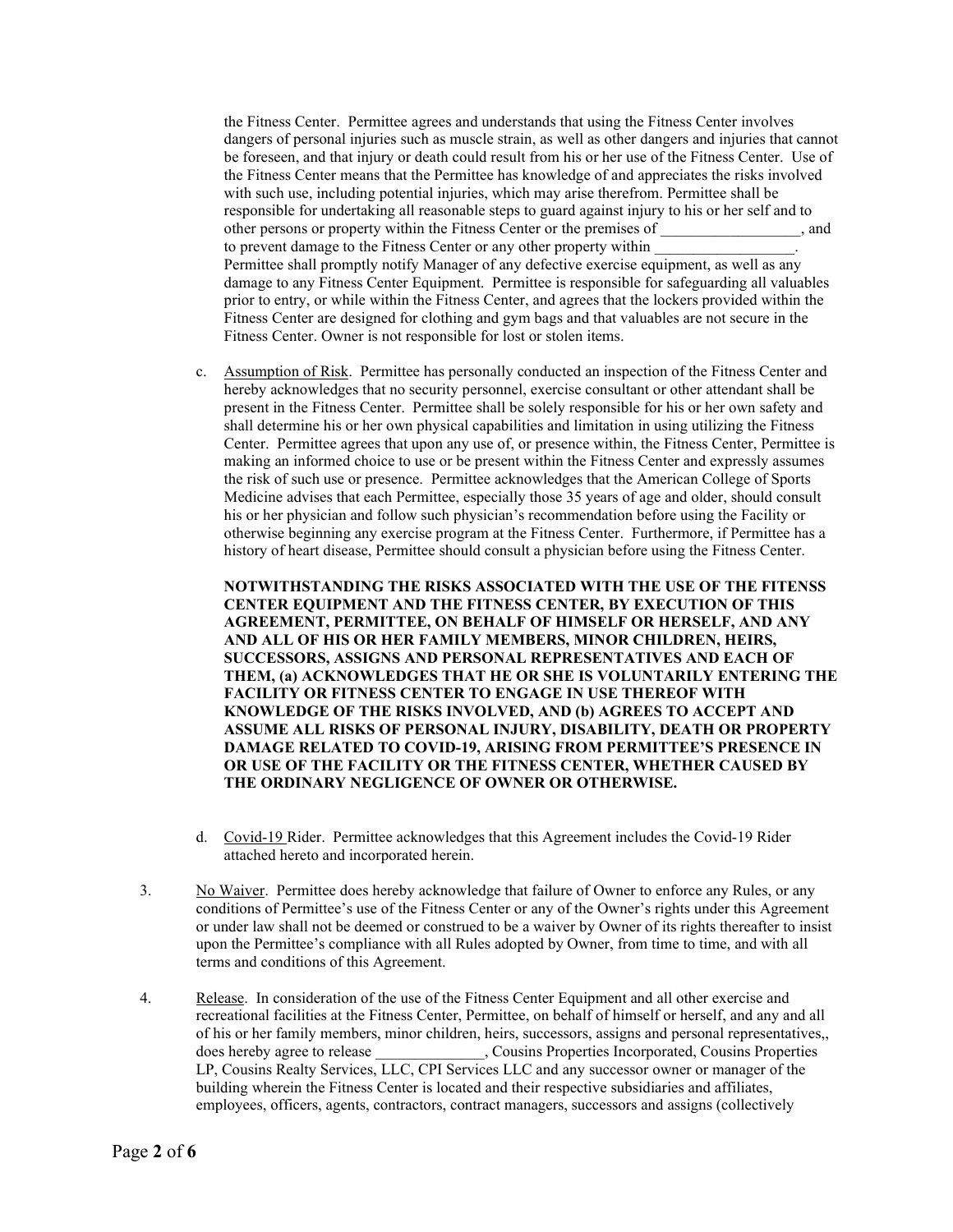the Fitness Center. Permittee agrees and understands that using the Fitness Center involves dangers of personal injuries such as muscle strain, as well as other dangers and injuries that cannot be foreseen, and that injury or death could result from his or her use of the Fitness Center. Use of the Fitness Center means that the Permittee has knowledge of and appreciates the risks involved with such use, including potential injuries, which may arise therefrom. Permittee shall be responsible for undertaking all reasonable steps to guard against injury to his or her self and to other persons or property within the Fitness Center or the premises of __________________, and to prevent damage to the Fitness Center or any other property within __________________. Permittee shall promptly notify Manager of any defective exercise equipment, as well as any damage to any Fitness Center Equipment. Permittee is responsible for safeguarding all valuables prior to entry, or while within the Fitness Center, and agrees that the lockers provided within the Fitness Center are designed for clothing and gym bags and that valuables are not secure in the Fitness Center. Owner is not responsible for lost or stolen items.

c. Assumption of Risk. Permittee has personally conducted an inspection of the Fitness Center and hereby acknowledges that no security personnel, exercise consultant or other attendant shall be present in the Fitness Center. Permittee shall be solely responsible for his or her own safety and shall determine his or her own physical capabilities and limitation in using utilizing the Fitness Center. Permittee agrees that upon any use of, or presence within, the Fitness Center, Permittee is making an informed choice to use or be present within the Fitness Center and expressly assumes the risk of such use or presence. Permittee acknowledges that the American College of Sports Medicine advises that each Permittee, especially those 35 years of age and older, should consult his or her physician and follow such physician's recommendation before using the Facility or otherwise beginning any exercise program at the Fitness Center. Furthermore, if Permittee has a history of heart disease, Permittee should consult a physician before using the Fitness Center.

**NOTWITHSTANDING THE RISKS ASSOCIATED WITH THE USE OF THE FITENSS CENTER EQUIPMENT AND THE FITNESS CENTER, BY EXECUTION OF THIS AGREEMENT, PERMITTEE, ON BEHALF OF HIMSELF OR HERSELF, AND ANY AND ALL OF HIS OR HER FAMILY MEMBERS, MINOR CHILDREN, HEIRS, SUCCESSORS, ASSIGNS AND PERSONAL REPRESENTATIVES AND EACH OF THEM, (a) ACKNOWLEDGES THAT HE OR SHE IS VOLUNTARILY ENTERING THE FACILITY OR FITNESS CENTER TO ENGAGE IN USE THEREOF WITH KNOWLEDGE OF THE RISKS INVOLVED, AND (b) AGREES TO ACCEPT AND ASSUME ALL RISKS OF PERSONAL INJURY, DISABILITY, DEATH OR PROPERTY DAMAGE RELATED TO COVID-19, ARISING FROM PERMITTEE'S PRESENCE IN OR USE OF THE FACILITY OR THE FITNESS CENTER, WHETHER CAUSED BY THE ORDINARY NEGLIGENCE OF OWNER OR OTHERWISE.**

d. Covid-19 Rider. Permittee acknowledges that this Agreement includes the Covid-19 Rider attached hereto and incorporated herein.

3. No Waiver. Permittee does hereby acknowledge that failure of Owner to enforce any Rules, or any conditions of Permittee's use of the Fitness Center or any of the Owner's rights under this Agreement or under law shall not be deemed or construed to be a waiver by Owner of its rights thereafter to insist upon the Permittee's compliance with all Rules adopted by Owner, from time to time, and with all terms and conditions of this Agreement.

4. Release. In consideration of the use of the Fitness Center Equipment and all other exercise and recreational facilities at the Fitness Center, Permittee, on behalf of himself or herself, and any and all of his or her family members, minor children, heirs, successors, assigns and personal representatives,, does hereby agree to release ______________, Cousins Properties Incorporated, Cousins Properties LP, Cousins Realty Services, LLC, CPI Services LLC and any successor owner or manager of the building wherein the Fitness Center is located and their respective subsidiaries and affiliates, employees, officers, agents, contractors, contract managers, successors and assigns (collectively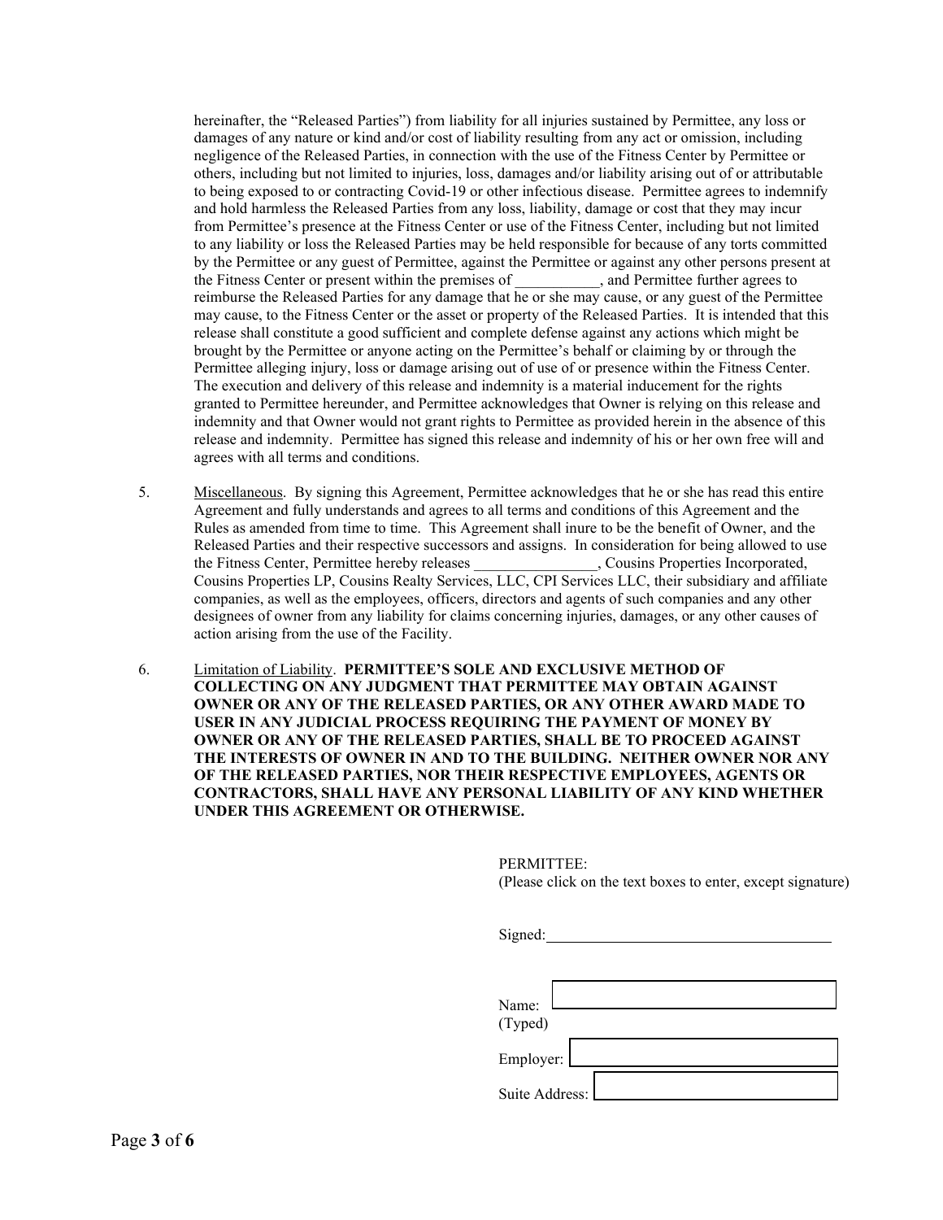hereinafter, the "Released Parties") from liability for all injuries sustained by Permittee, any loss or damages of any nature or kind and/or cost of liability resulting from any act or omission, including negligence of the Released Parties, in connection with the use of the Fitness Center by Permittee or others, including but not limited to injuries, loss, damages and/or liability arising out of or attributable to being exposed to or contracting Covid-19 or other infectious disease. Permittee agrees to indemnify and hold harmless the Released Parties from any loss, liability, damage or cost that they may incur from Permittee's presence at the Fitness Center or use of the Fitness Center, including but not limited to any liability or loss the Released Parties may be held responsible for because of any torts committed by the Permittee or any guest of Permittee, against the Permittee or against any other persons present at the Fitness Center or present within the premises of ___________, and Permittee further agrees to reimburse the Released Parties for any damage that he or she may cause, or any guest of the Permittee may cause, to the Fitness Center or the asset or property of the Released Parties. It is intended that this release shall constitute a good sufficient and complete defense against any actions which might be brought by the Permittee or anyone acting on the Permittee's behalf or claiming by or through the Permittee alleging injury, loss or damage arising out of use of or presence within the Fitness Center. The execution and delivery of this release and indemnity is a material inducement for the rights granted to Permittee hereunder, and Permittee acknowledges that Owner is relying on this release and indemnity and that Owner would not grant rights to Permittee as provided herein in the absence of this release and indemnity. Permittee has signed this release and indemnity of his or her own free will and agrees with all terms and conditions.

5. Miscellaneous. By signing this Agreement, Permittee acknowledges that he or she has read this entire Agreement and fully understands and agrees to all terms and conditions of this Agreement and the Rules as amended from time to time. This Agreement shall inure to be the benefit of Owner, and the Released Parties and their respective successors and assigns. In consideration for being allowed to use the Fitness Center, Permittee hereby releases ________________, Cousins Properties Incorporated, Cousins Properties LP, Cousins Realty Services, LLC, CPI Services LLC, their subsidiary and affiliate companies, as well as the employees, officers, directors and agents of such companies and any other designees of owner from any liability for claims concerning injuries, damages, or any other causes of action arising from the use of the Facility.

6. Limitation of Liability. **PERMITTEE'S SOLE AND EXCLUSIVE METHOD OF COLLECTING ON ANY JUDGMENT THAT PERMITTEE MAY OBTAIN AGAINST OWNER OR ANY OF THE RELEASED PARTIES, OR ANY OTHER AWARD MADE TO USER IN ANY JUDICIAL PROCESS REQUIRING THE PAYMENT OF MONEY BY OWNER OR ANY OF THE RELEASED PARTIES, SHALL BE TO PROCEED AGAINST THE INTERESTS OF OWNER IN AND TO THE BUILDING. NEITHER OWNER NOR ANY OF THE RELEASED PARTIES, NOR THEIR RESPECTIVE EMPLOYEES, AGENTS OR CONTRACTORS, SHALL HAVE ANY PERSONAL LIABILITY OF ANY KIND WHETHER UNDER THIS AGREEMENT OR OTHERWISE.**

PERMITTEE:
(Please click on the text boxes to enter, except signature)

Signed: ____________________________________

Name: ____________________________________
(Typed)

Employer: ____________________________________

Suite Address: ____________________________________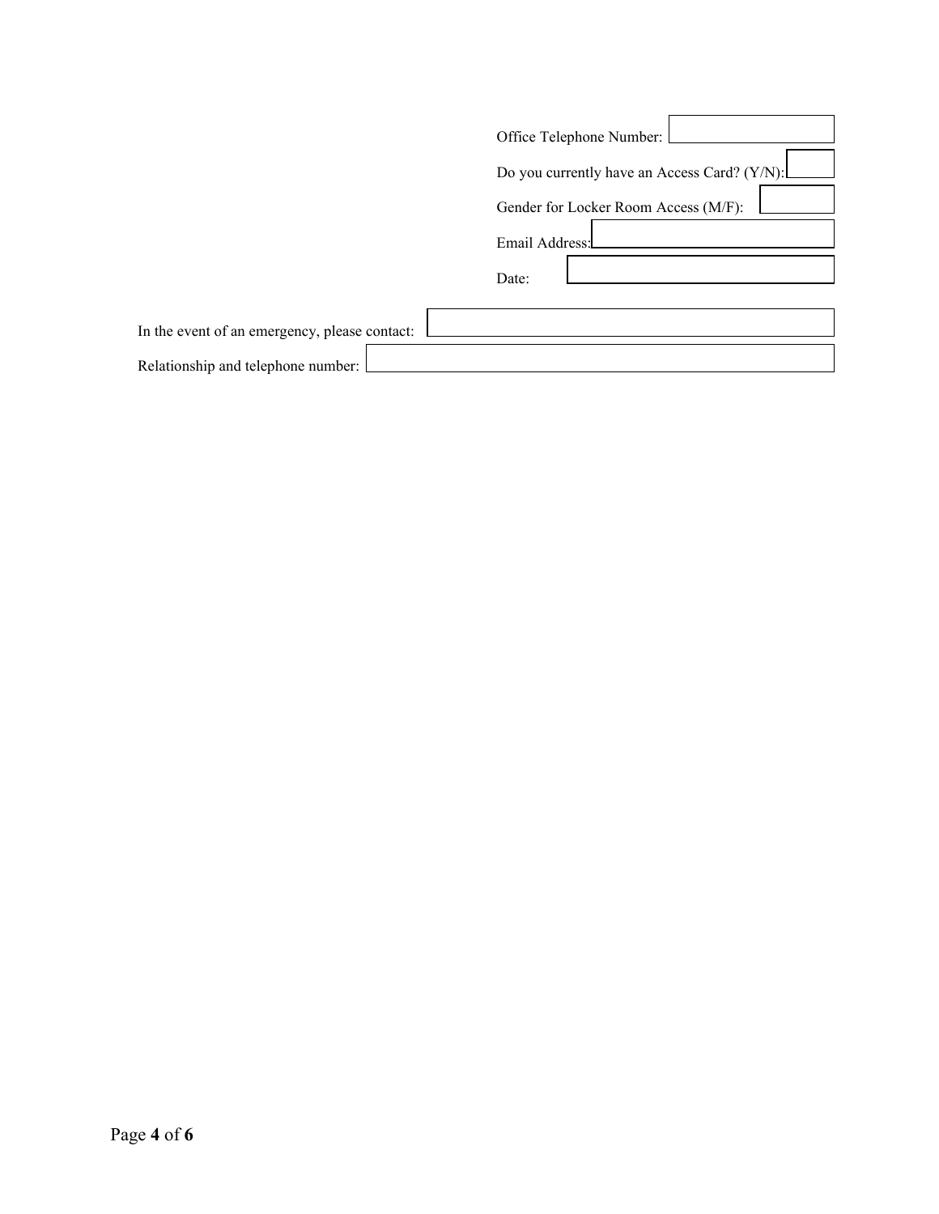Office Telephone Number: 

Do you currently have an Access Card? (Y/N): 

Gender for Locker Room Access (M/F): 

Email Address: 

Date: 

In the event of an emergency, please contact: 

Relationship and telephone number: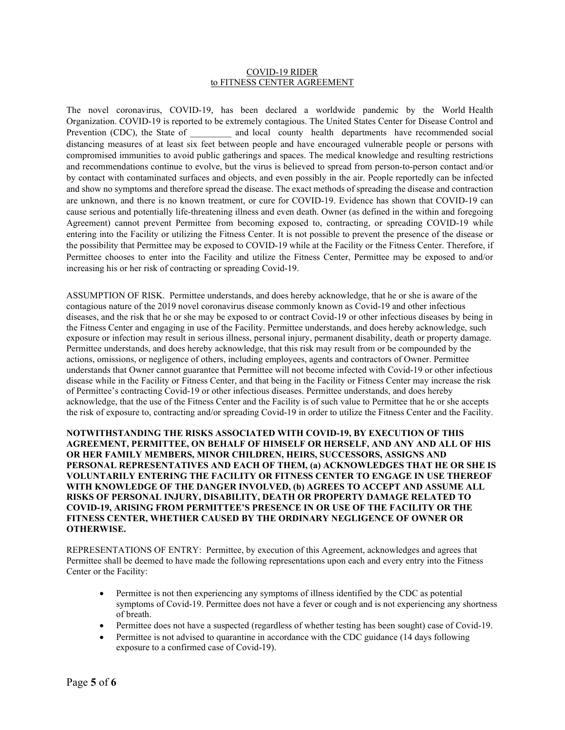# COVID-19 RIDER
## to FITNESS CENTER AGREEMENT

The novel coronavirus, COVID-19, has been declared a worldwide pandemic by the World Health Organization. COVID-19 is reported to be extremely contagious. The United States Center for Disease Control and Prevention (CDC), the State of _________ and local county health departments have recommended social distancing measures of at least six feet between people and have encouraged vulnerable people or persons with compromised immunities to avoid public gatherings and spaces. The medical knowledge and resulting restrictions and recommendations continue to evolve, but the virus is believed to spread from person-to-person contact and/or by contact with contaminated surfaces and objects, and even possibly in the air. People reportedly can be infected and show no symptoms and therefore spread the disease. The exact methods of spreading the disease and contraction are unknown, and there is no known treatment, or cure for COVID-19. Evidence has shown that COVID-19 can cause serious and potentially life-threatening illness and even death. Owner (as defined in the within and foregoing Agreement) cannot prevent Permittee from becoming exposed to, contracting, or spreading COVID-19 while entering into the Facility or utilizing the Fitness Center. It is not possible to prevent the presence of the disease or the possibility that Permittee may be exposed to COVID-19 while at the Facility or the Fitness Center. Therefore, if Permittee chooses to enter into the Facility and utilize the Fitness Center, Permittee may be exposed to and/or increasing his or her risk of contracting or spreading Covid-19.

ASSUMPTION OF RISK. Permittee understands, and does hereby acknowledge, that he or she is aware of the contagious nature of the 2019 novel coronavirus disease commonly known as Covid-19 and other infectious diseases, and the risk that he or she may be exposed to or contract Covid-19 or other infectious diseases by being in the Fitness Center and engaging in use of the Facility. Permittee understands, and does hereby acknowledge, such exposure or infection may result in serious illness, personal injury, permanent disability, death or property damage. Permittee understands, and does hereby acknowledge, that this risk may result from or be compounded by the actions, omissions, or negligence of others, including employees, agents and contractors of Owner. Permittee understands that Owner cannot guarantee that Permittee will not become infected with Covid-19 or other infectious disease while in the Facility or Fitness Center, and that being in the Facility or Fitness Center may increase the risk of Permittee's contracting Covid-19 or other infectious diseases. Permittee understands, and does hereby acknowledge, that the use of the Fitness Center and the Facility is of such value to Permittee that he or she accepts the risk of exposure to, contracting and/or spreading Covid-19 in order to utilize the Fitness Center and the Facility.

**NOTWITHSTANDING THE RISKS ASSOCIATED WITH COVID-19, BY EXECUTION OF THIS AGREEMENT, PERMITTEE, ON BEHALF OF HIMSELF OR HERSELF, AND ANY AND ALL OF HIS OR HER FAMILY MEMBERS, MINOR CHILDREN, HEIRS, SUCCESSORS, ASSIGNS AND PERSONAL REPRESENTATIVES AND EACH OF THEM, (a) ACKNOWLEDGES THAT HE OR SHE IS VOLUNTARILY ENTERING THE FACILITY OR FITNESS CENTER TO ENGAGE IN USE THEREOF WITH KNOWLEDGE OF THE DANGER INVOLVED, (b) AGREES TO ACCEPT AND ASSUME ALL RISKS OF PERSONAL INJURY, DISABILITY, DEATH OR PROPERTY DAMAGE RELATED TO COVID-19, ARISING FROM PERMITTEE'S PRESENCE IN OR USE OF THE FACILITY OR THE FITNESS CENTER, WHETHER CAUSED BY THE ORDINARY NEGLIGENCE OF OWNER OR OTHERWISE.**

REPRESENTATIONS OF ENTRY: Permittee, by execution of this Agreement, acknowledges and agrees that Permittee shall be deemed to have made the following representations upon each and every entry into the Fitness Center or the Facility:

- Permittee is not then experiencing any symptoms of illness identified by the CDC as potential symptoms of Covid-19. Permittee does not have a fever or cough and is not experiencing any shortness of breath.
- Permittee does not have a suspected (regardless of whether testing has been sought) case of Covid-19.
- Permittee is not advised to quarantine in accordance with the CDC guidance (14 days following exposure to a confirmed case of Covid-19).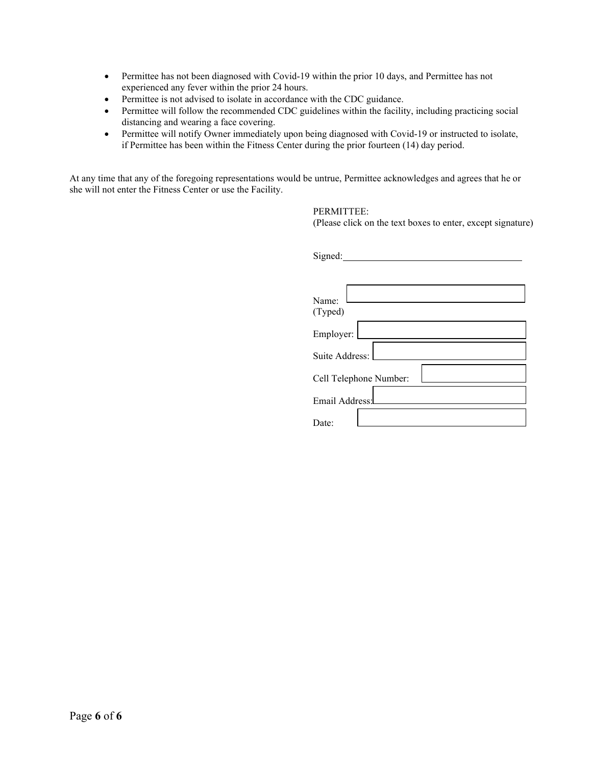- Permittee has not been diagnosed with Covid-19 within the prior 10 days, and Permittee has not experienced any fever within the prior 24 hours.
- Permittee is not advised to isolate in accordance with the CDC guidance.
- Permittee will follow the recommended CDC guidelines within the facility, including practicing social distancing and wearing a face covering.
- Permittee will notify Owner immediately upon being diagnosed with Covid-19 or instructed to isolate, if Permittee has been within the Fitness Center during the prior fourteen (14) day period.

At any time that any of the foregoing representations would be untrue, Permittee acknowledges and agrees that he or she will not enter the Fitness Center or use the Facility.

PERMITTEE:
(Please click on the text boxes to enter, except signature)

Signed: ______________________________

Name: (Typed) ______________________________

Employer: ______________________________

Suite Address: ______________________________

Cell Telephone Number: ______________________________

Email Address: ______________________________

Date: ______________________________